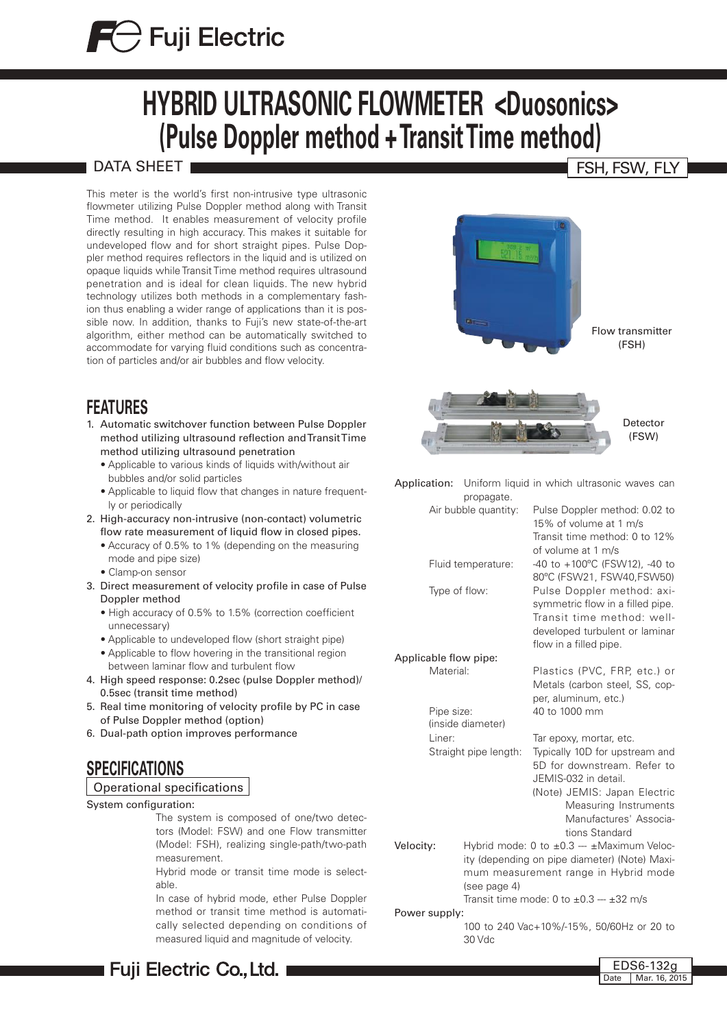# HYBRID ULTRASONIC FLOWMETER <Duosonics> (Pulse Doppler method + Transit Time method)

DATA SHEET

FSH, FSW, FLY

This meter is the world's first non-intrusive type ultrasonic flowmeter utilizing Pulse Doppler method along with Transit Time method. It enables measurement of velocity profile directly resulting in high accuracy. This makes it suitable for undeveloped flow and for short straight pipes. Pulse Doppler method requires reflectors in the liquid and is utilized on opaque liquids while Transit Time method requires ultrasound penetration and is ideal for clean liquids. The new hybrid technology utilizes both methods in a complementary fashion thus enabling a wider range of applications than it is possible now. In addition, thanks to Fuji's new state-of-the-art algorithm, either method can be automatically switched to accommodate for varying fluid conditions such as concentration of particles and/or air bubbles and flow velocity.

Flow transmitter (FSH)

Detector (FSW)

## FEATURES

1. Automatic switchover function between Pulse Doppler method utilizing ultrasound reflection and Transit Time method utilizing ultrasound penetration
   - Applicable to various kinds of liquids with/without air bubbles and/or solid particles
   - Applicable to liquid flow that changes in nature frequently or periodically
2. High-accuracy non-intrusive (non-contact) volumetric flow rate measurement of liquid flow in closed pipes.
   - Accuracy of 0.5% to 1% (depending on the measuring mode and pipe size)
   - Clamp-on sensor
3. Direct measurement of velocity profile in case of Pulse Doppler method
   - High accuracy of 0.5% to 1.5% (correction coefficient unnecessary)
   - Applicable to undeveloped flow (short straight pipe)
   - Applicable to flow hovering in the transitional region between laminar flow and turbulent flow
4. High speed response: 0.2sec (pulse Doppler method)/ 0.5sec (transit time method)
5. Real time monitoring of velocity profile by PC in case of Pulse Doppler method (option)
6. Dual-path option improves performance

## SPECIFICATIONS

### Operational specifications

**System configuration:**

The system is composed of one/two detectors (Model: FSW) and one Flow transmitter (Model: FSH), realizing single-path/two-path measurement.

Hybrid mode or transit time mode is selectable.

In case of hybrid mode, ether Pulse Doppler method or transit time method is automatically selected depending on conditions of measured liquid and magnitude of velocity.

**Application:** Uniform liquid in which ultrasonic waves can propagate.

- Air bubble quantity: Pulse Doppler method: 0.02 to 15% of volume at 1 m/s
  Transit time method: 0 to 12% of volume at 1 m/s
- Fluid temperature: -40 to +100°C (FSW12), -40 to 80°C (FSW21, FSW40,FSW50)
- Type of flow: Pulse Doppler method: axi-symmetric flow in a filled pipe.
  Transit time method: well-developed turbulent or laminar flow in a filled pipe.

**Applicable flow pipe:**

- Material: Plastics (PVC, FRP, etc.) or Metals (carbon steel, SS, copper, aluminum, etc.)
- Pipe size: (inside diameter) 40 to 1000 mm
- Liner: Tar epoxy, mortar, etc.
- Straight pipe length: Typically 10D for upstream and 5D for downstream. Refer to JEMIS-032 in detail.
  (Note) JEMIS: Japan Electric Measuring Instruments Manufactures' Associations Standard

**Velocity:** Hybrid mode: 0 to ±0.3 --- ±Maximum Velocity (depending on pipe diameter) (Note) Maximum measurement range in Hybrid mode (see page 4)
Transit time mode: 0 to ±0.3 --- ±32 m/s

**Power supply:**

100 to 240 Vac+10%/-15%, 50/60Hz or 20 to 30 Vdc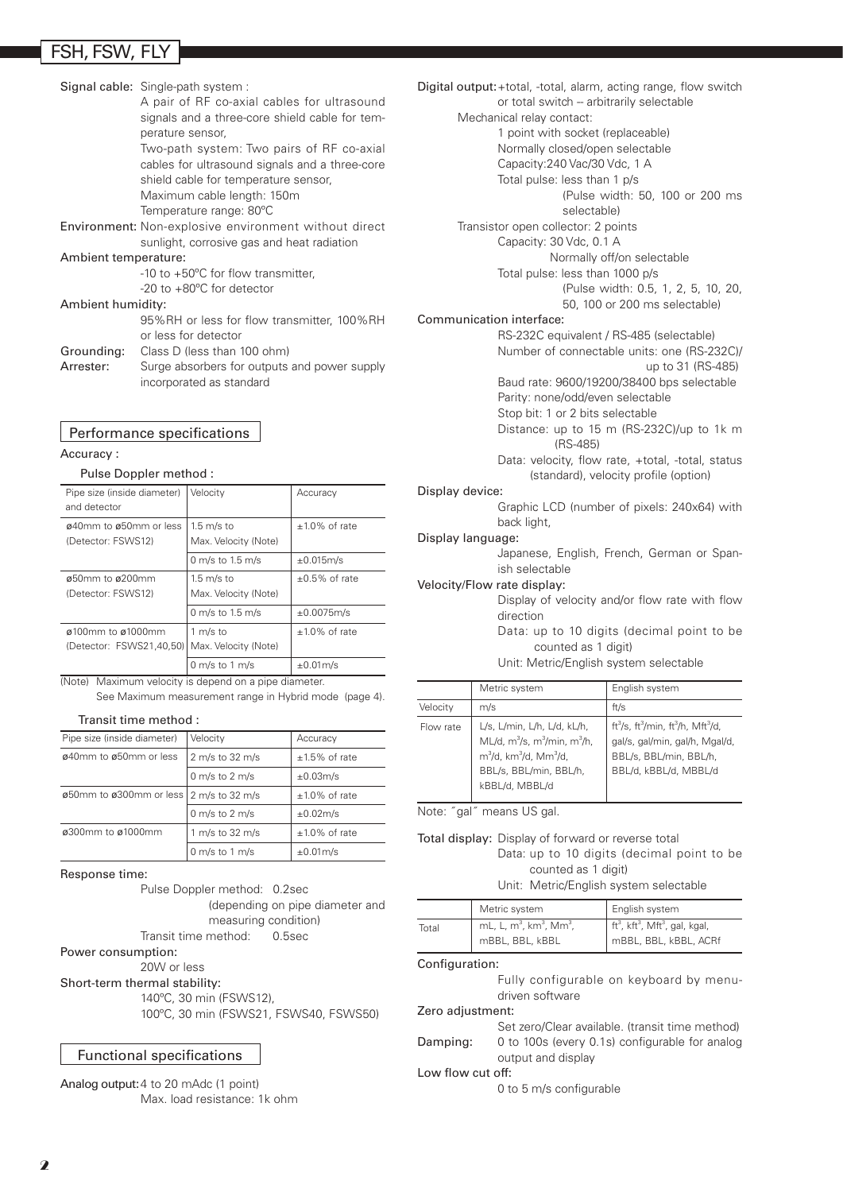**Signal cable:** Single-path system :
A pair of RF co-axial cables for ultrasound signals and a three-core shield cable for temperature sensor,
Two-path system: Two pairs of RF co-axial cables for ultrasound signals and a three-core shield cable for temperature sensor,
Maximum cable length: 150m
Temperature range: 80°C

**Environment:** Non-explosive environment without direct sunlight, corrosive gas and heat radiation

**Ambient temperature:**
-10 to +50°C for flow transmitter,
-20 to +80°C for detector

**Ambient humidity:**
95%RH or less for flow transmitter, 100%RH or less for detector

**Grounding:** Class D (less than 100 ohm)

**Arrester:** Surge absorbers for outputs and power supply incorporated as standard

## Performance specifications

**Accuracy :**

**Pulse Doppler method :**

| Pipe size (inside diameter) and detector | Velocity | Accuracy |
|---|---|---|
| ø40mm to ø50mm or less (Detector: FSWS12) | 1.5 m/s to Max. Velocity (Note) | ±1.0% of rate |
| | 0 m/s to 1.5 m/s | ±0.015m/s |
| ø50mm to ø200mm (Detector: FSWS12) | 1.5 m/s to Max. Velocity (Note) | ±0.5% of rate |
| | 0 m/s to 1.5 m/s | ±0.0075m/s |
| ø100mm to ø1000mm (Detector: FSWS21,40,50) | 1 m/s to Max. Velocity (Note) | ±1.0% of rate |
| | 0 m/s to 1 m/s | ±0.01m/s |

(Note) Maximum velocity is depend on a pipe diameter.
See Maximum measurement range in Hybrid mode (page 4).

**Transit time method :**

| Pipe size (inside diameter) | Velocity | Accuracy |
|---|---|---|
| ø40mm to ø50mm or less | 2 m/s to 32 m/s | ±1.5% of rate |
| | 0 m/s to 2 m/s | ±0.03m/s |
| ø50mm to ø300mm or less | 2 m/s to 32 m/s | ±1.0% of rate |
| | 0 m/s to 2 m/s | ±0.02m/s |
| ø300mm to ø1000mm | 1 m/s to 32 m/s | ±1.0% of rate |
| | 0 m/s to 1 m/s | ±0.01m/s |

**Response time:**
Pulse Doppler method: 0.2sec (depending on pipe diameter and measuring condition)
Transit time method: 0.5sec

**Power consumption:**
20W or less

**Short-term thermal stability:**
140°C, 30 min (FSWS12),
100°C, 30 min (FSWS21, FSWS40, FSWS50)

## Functional specifications

**Analog output:** 4 to 20 mAdc (1 point)
Max. load resistance: 1k ohm

**Digital output:** +total, -total, alarm, acting range, flow switch or total switch – arbitrarily selectable

Mechanical relay contact:
1 point with socket (replaceable)
Normally closed/open selectable
Capacity:240 Vac/30 Vdc, 1 A
Total pulse: less than 1 p/s
(Pulse width: 50, 100 or 200 ms selectable)

Transistor open collector: 2 points
Capacity: 30 Vdc, 0.1 A
Normally off/on selectable
Total pulse: less than 1000 p/s
(Pulse width: 0.5, 1, 2, 5, 10, 20, 50, 100 or 200 ms selectable)

**Communication interface:**
RS-232C equivalent / RS-485 (selectable)
Number of connectable units: one (RS-232C)/ up to 31 (RS-485)
Baud rate: 9600/19200/38400 bps selectable
Parity: none/odd/even selectable
Stop bit: 1 or 2 bits selectable
Distance: up to 15 m (RS-232C)/up to 1k m (RS-485)
Data: velocity, flow rate, +total, -total, status (standard), velocity profile (option)

**Display device:**
Graphic LCD (number of pixels: 240x64) with back light,

**Display language:**
Japanese, English, French, German or Spanish selectable

**Velocity/Flow rate display:**
Display of velocity and/or flow rate with flow direction
Data: up to 10 digits (decimal point to be counted as 1 digit)
Unit: Metric/English system selectable

| | Metric system | English system |
|---|---|---|
| Velocity | m/s | ft/s |
| Flow rate | L/s, L/min, L/h, L/d, kL/h, ML/d, $m^3$/s, $m^3$/min, $m^3$/h, $m^3$/d, $km^3$/d, $Mm^3$/d, BBL/s, BBL/min, BBL/h, kBBL/d, MBBL/d | $ft^3$/s, $ft^3$/min, $ft^3$/h, $Mft^3$/d, gal/s, gal/min, gal/h, Mgal/d, BBL/s, BBL/min, BBL/h, BBL/d, kBBL/d, MBBL/d |

Note: "gal" means US gal.

**Total display:** Display of forward or reverse total
Data: up to 10 digits (decimal point to be counted as 1 digit)
Unit: Metric/English system selectable

| | Metric system | English system |
|---|---|---|
| Total | mL, L, $m^3$, $km^3$, $Mm^3$, mBBL, BBL, kBBL | $ft^3$, $kft^3$, $Mft^3$, gal, kgal, mBBL, BBL, kBBL, ACRf |

**Configuration:**
Fully configurable on keyboard by menu-driven software

**Zero adjustment:**
Set zero/Clear available. (transit time method)

**Damping:** 0 to 100s (every 0.1s) configurable for analog output and display

**Low flow cut off:**
0 to 5 m/s configurable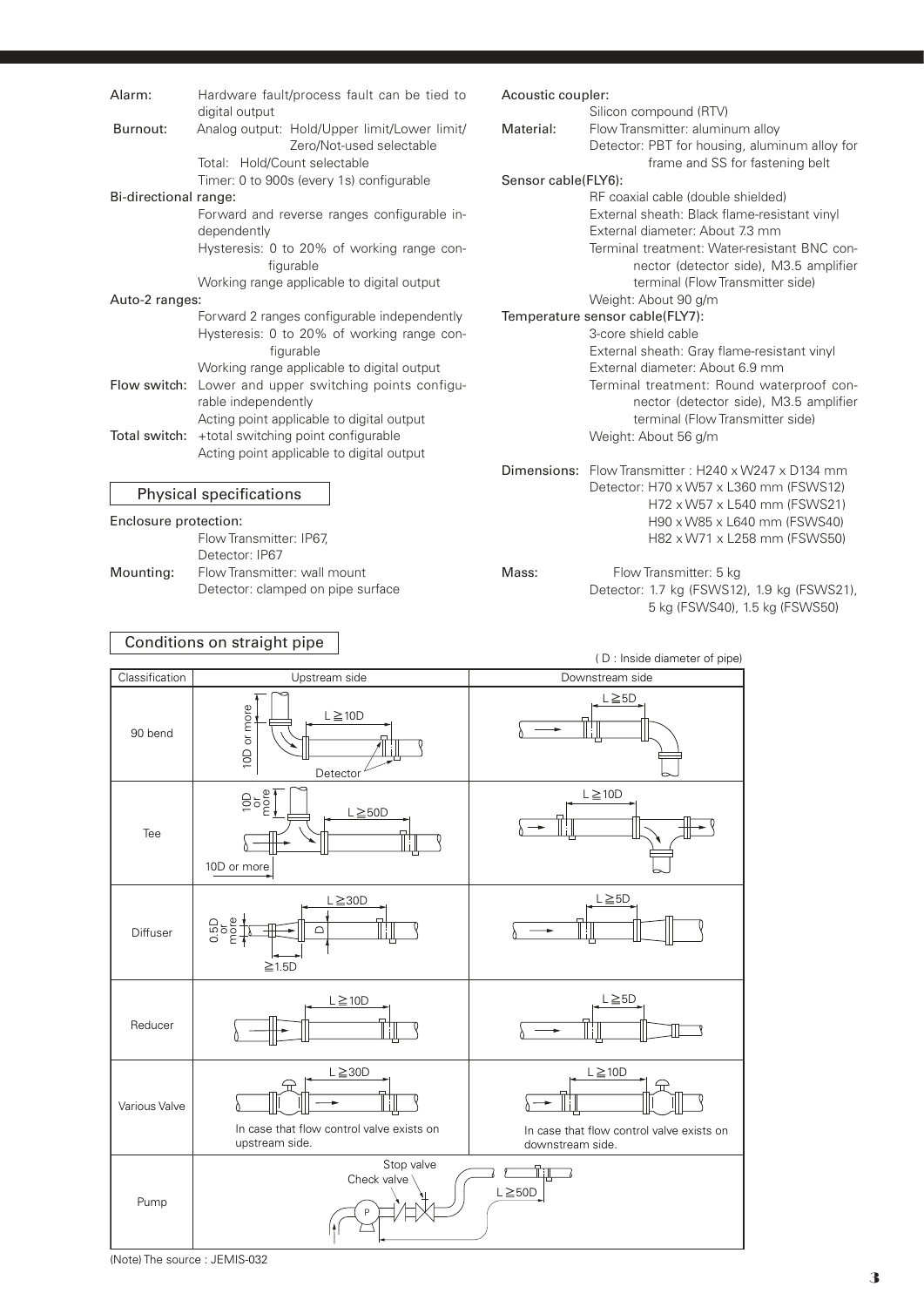**Alarm:** Hardware fault/process fault can be tied to digital output

**Burnout:** Analog output: Hold/Upper limit/Lower limit/ Zero/Not-used selectable
Total: Hold/Count selectable
Timer: 0 to 900s (every 1s) configurable

**Bi-directional range:**
Forward and reverse ranges configurable independently
Hysteresis: 0 to 20% of working range configurable
Working range applicable to digital output

**Auto-2 ranges:**
Forward 2 ranges configurable independently
Hysteresis: 0 to 20% of working range configurable
Working range applicable to digital output

**Flow switch:** Lower and upper switching points configurable independently
Acting point applicable to digital output

**Total switch:** +total switching point configurable
Acting point applicable to digital output

## Physical specifications

**Enclosure protection:**
Flow Transmitter: IP67,
Detector: IP67

**Mounting:** Flow Transmitter: wall mount
Detector: clamped on pipe surface

**Acoustic coupler:**
Silicon compound (RTV)

**Material:** Flow Transmitter: aluminum alloy
Detector: PBT for housing, aluminum alloy for frame and SS for fastening belt

**Sensor cable(FLY6):**
RF coaxial cable (double shielded)
External sheath: Black flame-resistant vinyl
External diameter: About 7.3 mm
Terminal treatment: Water-resistant BNC connector (detector side), M3.5 amplifier terminal (Flow Transmitter side)
Weight: About 90 g/m

**Temperature sensor cable(FLY7):**
3-core shield cable
External sheath: Gray flame-resistant vinyl
External diameter: About 6.9 mm
Terminal treatment: Round waterproof connector (detector side), M3.5 amplifier terminal (Flow Transmitter side)
Weight: About 56 g/m

**Dimensions:** Flow Transmitter : H240 x W247 x D134 mm
Detector: H70 x W57 x L360 mm (FSWS12)
H72 x W57 x L540 mm (FSWS21)
H90 x W85 x L640 mm (FSWS40)
H82 x W71 x L258 mm (FSWS50)

**Mass:** Flow Transmitter: 5 kg
Detector: 1.7 kg (FSWS12), 1.9 kg (FSWS21), 5 kg (FSWS40), 1.5 kg (FSWS50)

## Conditions on straight pipe

( D : Inside diameter of pipe)

| Classification | Upstream side | Downstream side |
|---|---|---|
| 90 bend | 10D or more; L ≧ 10D; Detector | L ≧ 5D |
| Tee | 10D or more; L ≧ 50D; 10D or more | L ≧ 10D |
| Diffuser | 0.5D or more; L ≧ 30D; D; ≧1.5D | L ≧ 5D |
| Reducer | L ≧ 10D | L ≧ 5D |
| Various Valve | L ≧ 30D; In case that flow control valve exists on upstream side. | L ≧ 10D; In case that flow control valve exists on downstream side. |
| Pump | Stop valve; Check valve; P; L ≧ 50D | |

(Note) The source : JEMIS-032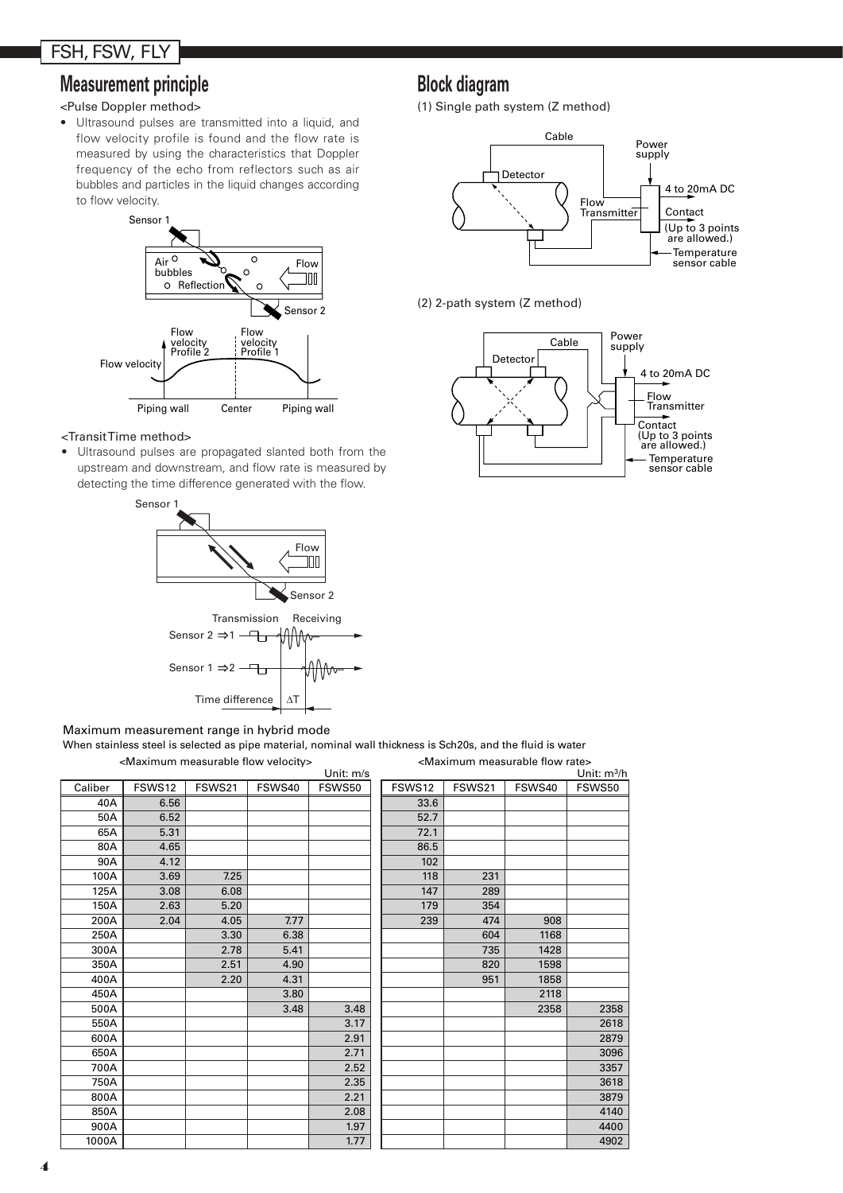## Measurement principle

<Pulse Doppler method>

- Ultrasound pulses are transmitted into a liquid, and flow velocity profile is found and the flow rate is measured by using the characteristics that Doppler frequency of the echo from reflectors such as air bubbles and particles in the liquid changes according to flow velocity.

<Transit Time method>

- Ultrasound pulses are propagated slanted both from the upstream and downstream, and flow rate is measured by detecting the time difference generated with the flow.

## Block diagram

(1) Single path system (Z method)

(2) 2-path system (Z method)

### Maximum measurement range in hybrid mode

When stainless steel is selected as pipe material, nominal wall thickness is Sch20s, and the fluid is water

<Maximum measurable flow velocity> Unit: m/s

<Maximum measurable flow rate> Unit: $m^3/h$

| Caliber | FSWS12 (m/s) | FSWS21 (m/s) | FSWS40 (m/s) | FSWS50 (m/s) | FSWS12 ($m^3/h$) | FSWS21 ($m^3/h$) | FSWS40 ($m^3/h$) | FSWS50 ($m^3/h$) |
|---|---|---|---|---|---|---|---|---|
| 40A | 6.56 | | | | 33.6 | | | |
| 50A | 6.52 | | | | 52.7 | | | |
| 65A | 5.31 | | | | 72.1 | | | |
| 80A | 4.65 | | | | 86.5 | | | |
| 90A | 4.12 | | | | 102 | | | |
| 100A | 3.69 | 7.25 | | | 118 | 231 | | |
| 125A | 3.08 | 6.08 | | | 147 | 289 | | |
| 150A | 2.63 | 5.20 | | | 179 | 354 | | |
| 200A | 2.04 | 4.05 | 7.77 | | 239 | 474 | 908 | |
| 250A | | 3.30 | 6.38 | | | 604 | 1168 | |
| 300A | | 2.78 | 5.41 | | | 735 | 1428 | |
| 350A | | 2.51 | 4.90 | | | 820 | 1598 | |
| 400A | | 2.20 | 4.31 | | | 951 | 1858 | |
| 450A | | | 3.80 | | | | 2118 | |
| 500A | | | 3.48 | 3.48 | | | 2358 | 2358 |
| 550A | | | | 3.17 | | | | 2618 |
| 600A | | | | 2.91 | | | | 2879 |
| 650A | | | | 2.71 | | | | 3096 |
| 700A | | | | 2.52 | | | | 3357 |
| 750A | | | | 2.35 | | | | 3618 |
| 800A | | | | 2.21 | | | | 3879 |
| 850A | | | | 2.08 | | | | 4140 |
| 900A | | | | 1.97 | | | | 4400 |
| 1000A | | | | 1.77 | | | | 4902 |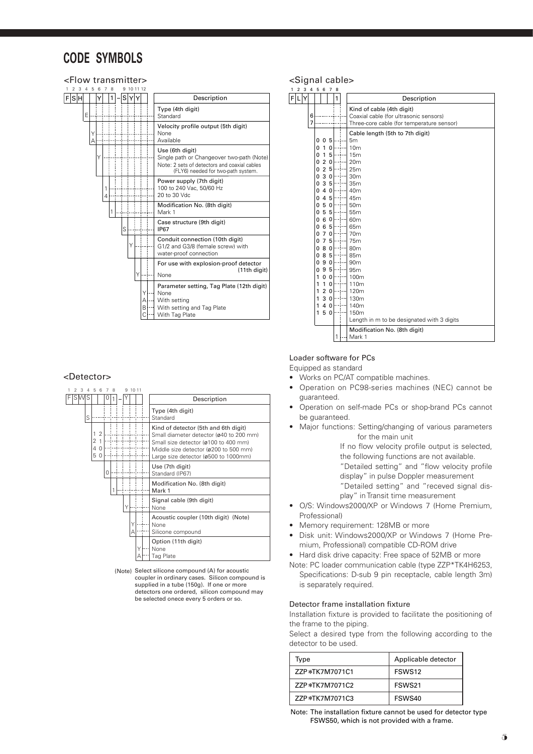# CODE SYMBOLS

## <Flow transmitter>

Code: F S H □ □ Y □ 1 – S Y Y □ (digits 1 2 3 4 5 6 7 8 – 9 10 11 12)

| Digit | Code | Description |
|---|---|---|
| Type (4th digit) | E | Standard |
| Velocity profile output (5th digit) | Y | None |
| | A | Available |
| Use (6th digit) | Y | Single path or Changeover two-path (Note) |
| | | Note: 2 sets of detectors and coaxial cables (FLY6) needed for two-path system. |
| Power supply (7th digit) | 1 | 100 to 240 Vac, 50/60 Hz |
| | 4 | 20 to 30 Vdc |
| Modification No. (8th digit) | 1 | Mark 1 |
| Case structure (9th digit) | S | IP67 |
| Conduit connection (10th digit) | Y | G1/2 and G3/8 (female screw) with water-proof connection |
| For use with explosion-proof detector (11th digit) | Y | None |
| Parameter setting, Tag Plate (12th digit) | Y | None |
| | A | With setting |
| | B | With setting and Tag Plate |
| | C | With Tag Plate |

## <Signal cable>

Code: F L Y □ □ □ □ 1 (digits 1 2 3 4 5 6 7 8)

| Digit | Code | Description |
|---|---|---|
| Kind of cable (4th digit) | 6 | Coaxial cable (for ultrasonic sensors) |
| | 7 | Three-core cable (for temperature sensor) |
| Cable length (5th to 7th digit) | 005 | 5m |
| | 010 | 10m |
| | 015 | 15m |
| | 020 | 20m |
| | 025 | 25m |
| | 030 | 30m |
| | 035 | 35m |
| | 040 | 40m |
| | 045 | 45m |
| | 050 | 50m |
| | 055 | 55m |
| | 060 | 60m |
| | 065 | 65m |
| | 070 | 70m |
| | 075 | 75m |
| | 080 | 80m |
| | 085 | 85m |
| | 090 | 90m |
| | 095 | 95m |
| | 100 | 100m |
| | 110 | 110m |
| | 120 | 120m |
| | 130 | 130m |
| | 140 | 140m |
| | 150 | 150m |
| | | Length in m to be designated with 3 digits |
| Modification No. (8th digit) | 1 | Mark 1 |

## <Detector>

Code: F S W S □ □ 0 1 – Y □ □ (digits 1 2 3 4 5 6 7 8 – 9 10 11)

| Digit | Code | Description |
|---|---|---|
| Type (4th digit) | S | Standard |
| Kind of detector (5th and 6th digit) | 12 | Small diameter detector (ø40 to 200 mm) |
| | 21 | Small size detector (ø100 to 400 mm) |
| | 40 | Middle size detector (ø200 to 500 mm) |
| | 50 | Large size detector (ø500 to 1000mm) |
| Use (7th digit) | 0 | Standard (IP67) |
| Modification No. (8th digit) | 1 | Mark 1 |
| Signal cable (9th digit) | Y | None |
| Acoustic coupler (10th digit) (Note) | Y | None |
| | A | Silicone compound |
| Option (11th digit) | Y | None |
| | A | Tag Plate |

(Note) Select silicone compound (A) for acoustic coupler in ordinary cases. Silicon compound is supplied in a tube (150g). If one or more detectors one ordered, silicon compound may be selected onece every 5 orders or so.

### Loader software for PCs

Equipped as standard

- Works on PC/AT compatible machines.
- Operation on PC98-series machines (NEC) cannot be guaranteed.
- Operation on self-made PCs or shop-brand PCs cannot be guaranteed.
- Major functions: Setting/changing of various parameters for the main unit

  If no flow velocity profile output is selected, the following functions are not available.
  "Detailed setting" and "flow velocity profile display" in pulse Doppler measurement
  "Detailed setting" and "receved signal display" in Transit time measurement
- O/S: Windows2000/XP or Windows 7 (Home Premium, Professional)
- Memory requirement: 128MB or more
- Disk unit: Windows2000/XP or Windows 7 (Home Premium, Professional) compatible CD-ROM drive
- Hard disk drive capacity: Free space of 52MB or more

Note: PC loader communication cable (type ZZP*TK4H6253, Specifications: D-sub 9 pin receptacle, cable length 3m) is separately required.

### Detector frame installation fixture

Installation fixture is provided to facilitate the positioning of the frame to the piping.

Select a desired type from the following according to the detector to be used.

| Type | Applicable detector |
|---|---|
| ZZP*TK7M7071C1 | FSWS12 |
| ZZP*TK7M7071C2 | FSWS21 |
| ZZP*TK7M7071C3 | FSWS40 |

Note: The installation fixture cannot be used for detector type FSWS50, which is not provided with a frame.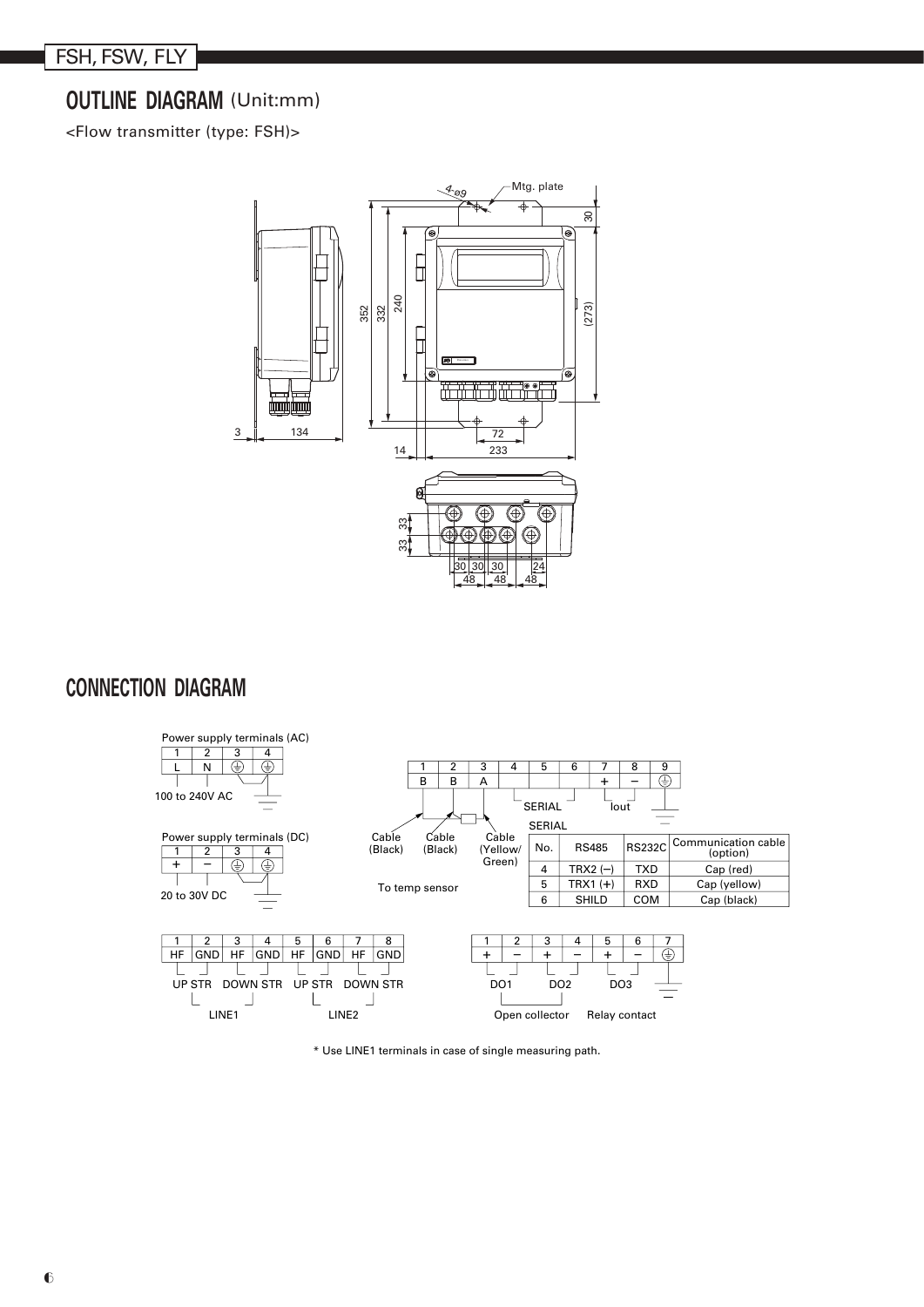## OUTLINE DIAGRAM (Unit:mm)

<Flow transmitter (type: FSH)>

## CONNECTION DIAGRAM

Power supply terminals (AC)

| 1 | 2 | 3 | 4 |
|---|---|---|---|
| L | N | ⏚ | ⏚ |

100 to 240V AC

Power supply terminals (DC)

| 1 | 2 | 3 | 4 |
|---|---|---|---|
| + | − | ⏚ | ⏚ |

20 to 30V DC

| 1 | 2 | 3 | 4 | 5 | 6 | 7 | 8 | 9 |
|---|---|---|---|---|---|---|---|---|
| B | B | A | | | | + | − | ⏚ |

Cable (Black), Cable (Black), Cable (Yellow/Green) — To temp sensor

SERIAL, Iout

SERIAL

| No. | RS485 | RS232C | Communication cable (option) |
|---|---|---|---|
| 4 | TRX2 (−) | TXD | Cap (red) |
| 5 | TRX1 (+) | RXD | Cap (yellow) |
| 6 | SHILD | COM | Cap (black) |

| 1 | 2 | 3 | 4 | 5 | 6 | 7 | 8 |
|---|---|---|---|---|---|---|---|
| HF | GND | HF | GND | HF | GND | HF | GND |
| UP STR | | DOWN STR | | UP STR | | DOWN STR | |
| LINE1 | | | | LINE2 | | | |

| 1 | 2 | 3 | 4 | 5 | 6 | 7 |
|---|---|---|---|---|---|---|
| + | − | + | − | + | − | ⏚ |
| DO1 | | DO2 | | DO3 | | |
| Open collector | | | | Relay contact | | |

* Use LINE1 terminals in case of single measuring path.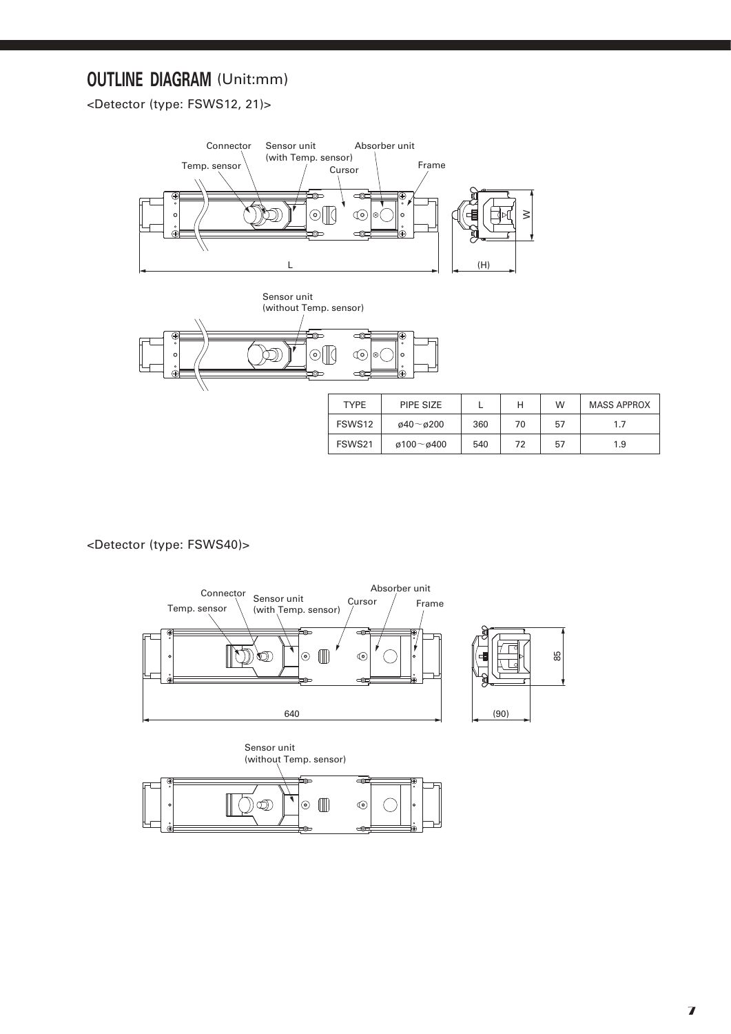## OUTLINE DIAGRAM (Unit:mm)

<Detector (type: FSWS12, 21)>

Connector
Sensor unit (with Temp. sensor)
Absorber unit
Temp. sensor
Cursor
Frame
L
(H)
W

Sensor unit (without Temp. sensor)

| TYPE | PIPE SIZE | L | H | W | MASS APPROX |
|---|---|---|---|---|---|
| FSWS12 | ø40～ø200 | 360 | 70 | 57 | 1.7 |
| FSWS21 | ø100～ø400 | 540 | 72 | 57 | 1.9 |

<Detector (type: FSWS40)>

Connector
Absorber unit
Sensor unit (with Temp. sensor)
Temp. sensor
Cursor
Frame
640
(90)
85

Sensor unit (without Temp. sensor)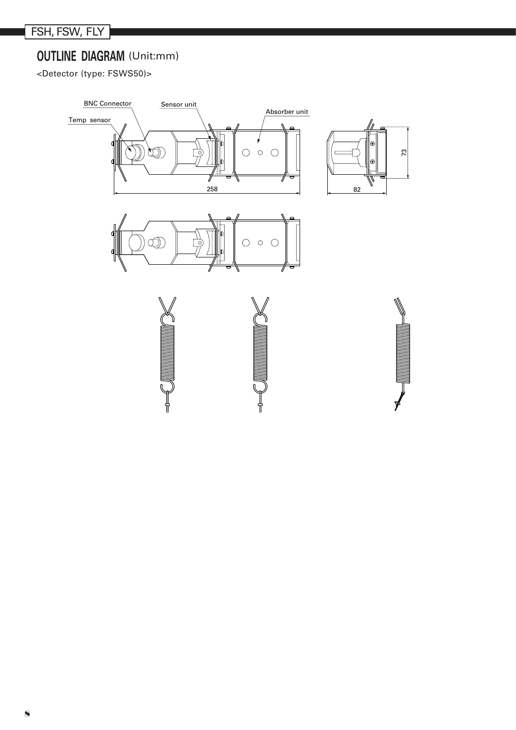## OUTLINE DIAGRAM (Unit:mm)

<Detector (type: FSWS50)>

BNC Connector

Sensor unit

Absorber unit

Temp sensor

258

82

73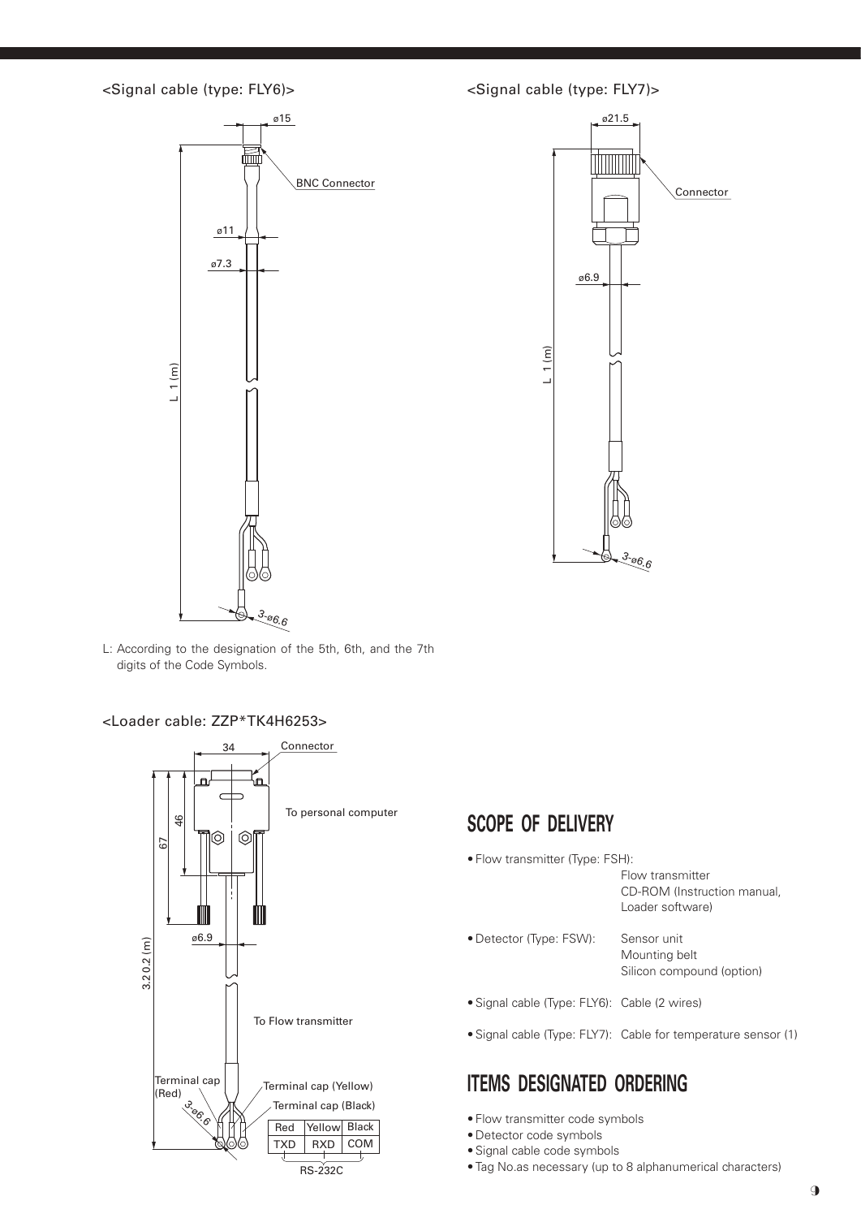<Signal cable (type: FLY6)>

ø15

BNC Connector

ø11

ø7.3

L 1 (m)

3-ø6.6

L: According to the designation of the 5th, 6th, and the 7th digits of the Code Symbols.

<Signal cable (type: FLY7)>

ø21.5

Connector

ø6.9

L 1 (m)

3-ø6.6

<Loader cable: ZZP*TK4H6253>

34

Connector

To personal computer

46

67

ø6.9

3.2 0.2 (m)

To Flow transmitter

Terminal cap (Red)

Terminal cap (Yellow)

Terminal cap (Black)

3-ø6.6

| Red | Yellow | Black |
|---|---|---|
| TXD | RXD | COM |

RS-232C

## SCOPE OF DELIVERY

- Flow transmitter (Type: FSH): Flow transmitter
  CD-ROM (Instruction manual, Loader software)
- Detector (Type: FSW): Sensor unit
  Mounting belt
  Silicon compound (option)
- Signal cable (Type: FLY6): Cable (2 wires)
- Signal cable (Type: FLY7): Cable for temperature sensor (1)

## ITEMS DESIGNATED ORDERING

- Flow transmitter code symbols
- Detector code symbols
- Signal cable code symbols
- Tag No.as necessary (up to 8 alphanumerical characters)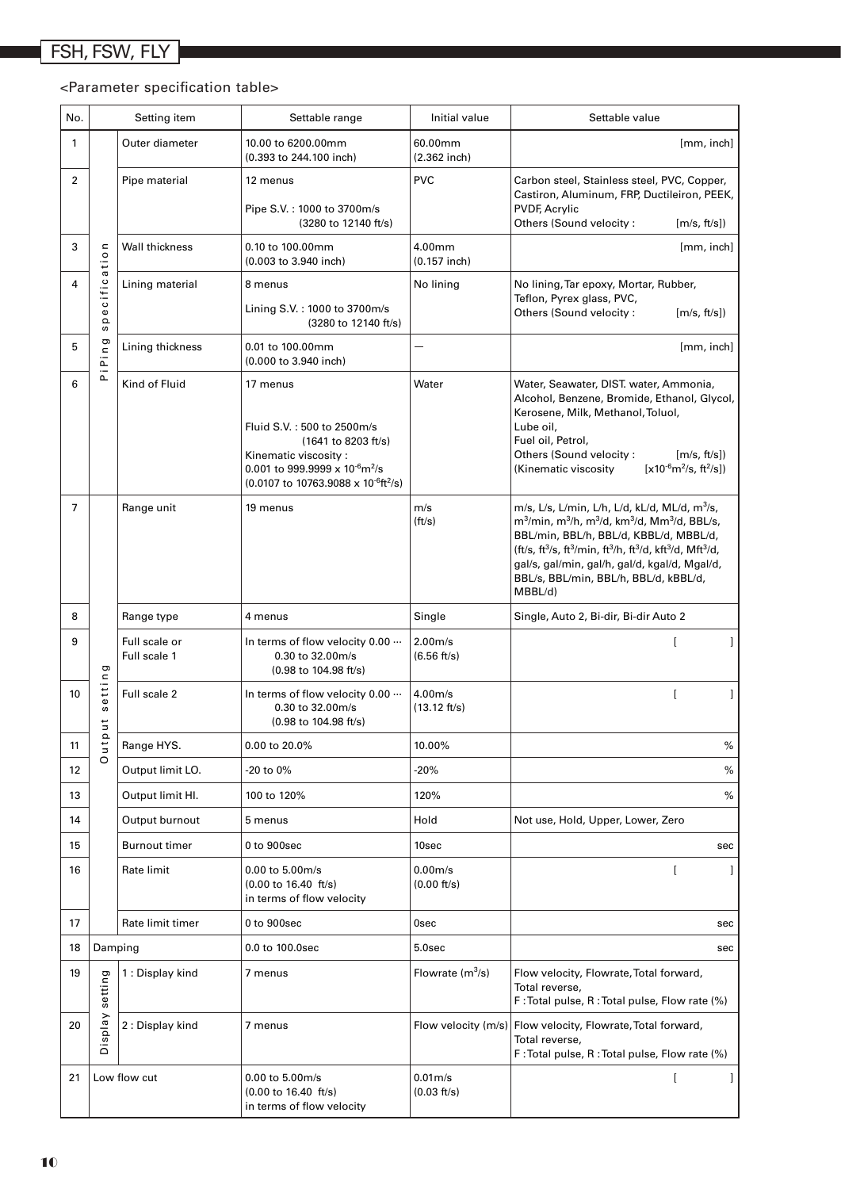## <Parameter specification table>

| No. | | Setting item | Settable range | Initial value | Settable value |
|---|---|---|---|---|---|
| 1 | PiPing specification | Outer diameter | 10.00 to 6200.00mm (0.393 to 244.100 inch) | 60.00mm (2.362 inch) | [mm, inch] |
| 2 | | Pipe material | 12 menus<br>Pipe S.V. : 1000 to 3700m/s (3280 to 12140 ft/s) | PVC | Carbon steel, Stainless steel, PVC, Copper, Castiron, Aluminum, FRP, Ductileiron, PEEK, PVDF, Acrylic<br>Others (Sound velocity : [m/s, ft/s]) |
| 3 | | Wall thickness | 0.10 to 100.00mm (0.003 to 3.940 inch) | 4.00mm (0.157 inch) | [mm, inch] |
| 4 | | Lining material | 8 menus<br>Lining S.V. : 1000 to 3700m/s (3280 to 12140 ft/s) | No lining | No lining, Tar epoxy, Mortar, Rubber, Teflon, Pyrex glass, PVC,<br>Others (Sound velocity : [m/s, ft/s]) |
| 5 | | Lining thickness | 0.01 to 100.00mm (0.000 to 3.940 inch) | — | [mm, inch] |
| 6 | | Kind of Fluid | 17 menus<br>Fluid S.V. : 500 to 2500m/s (1641 to 8203 ft/s)<br>Kinematic viscosity : 0.001 to 999.9999 x $10^{-6}m^2/s$ (0.0107 to 10763.9088 x $10^{-6}ft^2/s$) | Water | Water, Seawater, DIST. water, Ammonia, Alcohol, Benzene, Bromide, Ethanol, Glycol, Kerosene, Milk, Methanol, Toluol, Lube oil, Fuel oil, Petrol,<br>Others (Sound velocity : [m/s, ft/s])<br>(Kinematic viscosity [x$10^{-6}m^2/s$, $ft^2/s$]) |
| 7 | Output setting | Range unit | 19 menus | m/s (ft/s) | m/s, L/s, L/min, L/h, L/d, kL/d, ML/d, $m^3/s$, $m^3/min$, $m^3/h$, $m^3/d$, $km^3/d$, $Mm^3/d$, BBL/s, BBL/min, BBL/h, BBL/d, KBBL/d, MBBL/d, (ft/s, $ft^3/s$, $ft^3/min$, $ft^3/h$, $ft^3/d$, $kft^3/d$, $Mft^3/d$, gal/s, gal/min, gal/h, gal/d, kgal/d, Mgal/d, BBL/s, BBL/min, BBL/h, BBL/d, kBBL/d, MBBL/d) |
| 8 | | Range type | 4 menus | Single | Single, Auto 2, Bi-dir, Bi-dir Auto 2 |
| 9 | | Full scale or Full scale 1 | In terms of flow velocity 0.00 ··· 0.30 to 32.00m/s (0.98 to 104.98 ft/s) | 2.00m/s (6.56 ft/s) | [ ] |
| 10 | | Full scale 2 | In terms of flow velocity 0.00 ··· 0.30 to 32.00m/s (0.98 to 104.98 ft/s) | 4.00m/s (13.12 ft/s) | [ ] |
| 11 | | Range HYS. | 0.00 to 20.0% | 10.00% | % |
| 12 | | Output limit LO. | -20 to 0% | -20% | % |
| 13 | | Output limit HI. | 100 to 120% | 120% | % |
| 14 | | Output burnout | 5 menus | Hold | Not use, Hold, Upper, Lower, Zero |
| 15 | | Burnout timer | 0 to 900sec | 10sec | sec |
| 16 | | Rate limit | 0.00 to 5.00m/s (0.00 to 16.40 ft/s) in terms of flow velocity | 0.00m/s (0.00 ft/s) | [ ] |
| 17 | | Rate limit timer | 0 to 900sec | 0sec | sec |
| 18 | Damping | | 0.0 to 100.0sec | 5.0sec | sec |
| 19 | Display setting | 1 : Display kind | 7 menus | Flowrate ($m^3/s$) | Flow velocity, Flowrate, Total forward, Total reverse,<br>F : Total pulse, R : Total pulse, Flow rate (%) |
| 20 | | 2 : Display kind | 7 menus | Flow velocity (m/s) | Flow velocity, Flowrate, Total forward, Total reverse,<br>F : Total pulse, R : Total pulse, Flow rate (%) |
| 21 | Low flow cut | | 0.00 to 5.00m/s (0.00 to 16.40 ft/s) in terms of flow velocity | 0.01m/s (0.03 ft/s) | [ ] |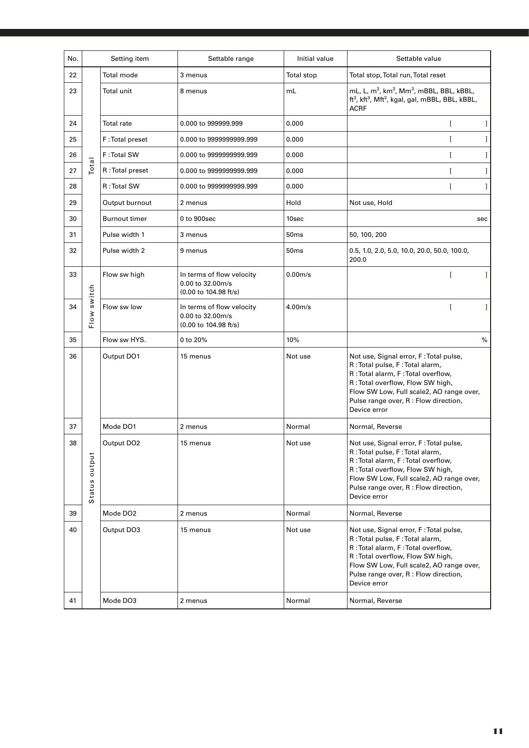| No. | | Setting item | Settable range | Initial value | Settable value |
|---|---|---|---|---|---|
| 22 | Total | Total mode | 3 menus | Total stop | Total stop, Total run, Total reset |
| 23 | | Total unit | 8 menus | mL | mL, L, $m^3$, $km^3$, $Mm^3$, mBBL, BBL, kBBL, $ft^3$, $kft^3$, $Mft^3$, kgal, gal, mBBL, BBL, kBBL, ACRF |
| 24 | | Total rate | 0.000 to 999999.999 | 0.000 | [ ] |
| 25 | | F : Total preset | 0.000 to 9999999999.999 | 0.000 | [ ] |
| 26 | | F : Total SW | 0.000 to 9999999999.999 | 0.000 | [ ] |
| 27 | | R : Total preset | 0.000 to 9999999999.999 | 0.000 | [ ] |
| 28 | | R : Total SW | 0.000 to 9999999999.999 | 0.000 | [ ] |
| 29 | | Output burnout | 2 menus | Hold | Not use, Hold |
| 30 | | Burnout timer | 0 to 900sec | 10sec | sec |
| 31 | | Pulse width 1 | 3 menus | 50ms | 50, 100, 200 |
| 32 | | Pulse width 2 | 9 menus | 50ms | 0.5, 1.0, 2.0, 5.0, 10.0, 20.0, 50.0, 100.0, 200.0 |
| 33 | Flow switch | Flow sw high | In terms of flow velocity 0.00 to 32.00m/s (0.00 to 104.98 ft/s) | 0.00m/s | [ ] |
| 34 | | Flow sw low | In terms of flow velocity 0.00 to 32.00m/s (0.00 to 104.98 ft/s) | 4.00m/s | [ ] |
| 35 | | Flow sw HYS. | 0 to 20% | 10% | % |
| 36 | Status output | Output DO1 | 15 menus | Not use | Not use, Signal error, F : Total pulse, R : Total pulse, F : Total alarm, R : Total alarm, F : Total overflow, R : Total overflow, Flow SW high, Flow SW Low, Full scale2, AO range over, Pulse range over, R : Flow direction, Device error |
| 37 | | Mode DO1 | 2 menus | Normal | Normal, Reverse |
| 38 | | Output DO2 | 15 menus | Not use | Not use, Signal error, F : Total pulse, R : Total pulse, F : Total alarm, R : Total alarm, F : Total overflow, R : Total overflow, Flow SW high, Flow SW Low, Full scale2, AO range over, Pulse range over, R : Flow direction, Device error |
| 39 | | Mode DO2 | 2 menus | Normal | Normal, Reverse |
| 40 | | Output DO3 | 15 menus | Not use | Not use, Signal error, F : Total pulse, R : Total pulse, F : Total alarm, R : Total alarm, F : Total overflow, R : Total overflow, Flow SW high, Flow SW Low, Full scale2, AO range over, Pulse range over, R : Flow direction, Device error |
| 41 | | Mode DO3 | 2 menus | Normal | Normal, Reverse |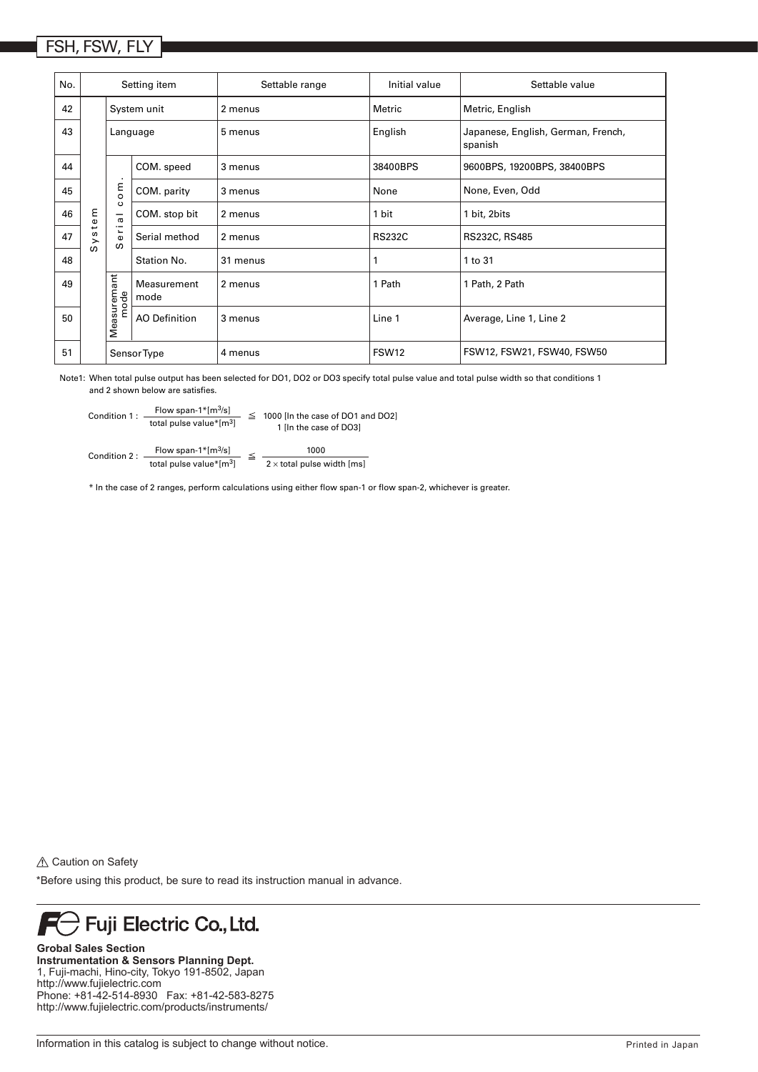| No. | Setting item | | | Settable range | Initial value | Settable value |
|---|---|---|---|---|---|---|
| 42 | System | System unit | | 2 menus | Metric | Metric, English |
| 43 | | Language | | 5 menus | English | Japanese, English, German, French, spanish |
| 44 | | Serial com. | COM. speed | 3 menus | 38400BPS | 9600BPS, 19200BPS, 38400BPS |
| 45 | | | COM. parity | 3 menus | None | None, Even, Odd |
| 46 | | | COM. stop bit | 2 menus | 1 bit | 1 bit, 2bits |
| 47 | | | Serial method | 2 menus | RS232C | RS232C, RS485 |
| 48 | | | Station No. | 31 menus | 1 | 1 to 31 |
| 49 | | Measuremant mode | Measurement mode | 2 menus | 1 Path | 1 Path, 2 Path |
| 50 | | | AO Definition | 3 menus | Line 1 | Average, Line 1, Line 2 |
| 51 | | SensorType | | 4 menus | FSW12 | FSW12, FSW21, FSW40, FSW50 |

Note1: When total pulse output has been selected for DO1, DO2 or DO3 specify total pulse value and total pulse width so that conditions 1 and 2 shown below are satisfies.

Condition 1 : $\dfrac{\text{Flow span-1*}[m^3/s]}{\text{total pulse value*}[m^3]} \leqq$ 1000 [In the case of DO1 and DO2]
1 [In the case of DO3]

Condition 2 : $\dfrac{\text{Flow span-1*}[m^3/s]}{\text{total pulse value*}[m^3]} \leqq \dfrac{1000}{2 \times \text{total pulse width [ms]}}$

* In the case of 2 ranges, perform calculations using either flow span-1 or flow span-2, whichever is greater.

⚠ Caution on Safety

*Before using this product, be sure to read its instruction manual in advance.

**Fuji Electric Co., Ltd.**

**Grobal Sales Section**
**Instrumentation & Sensors Planning Dept.**
1, Fuji-machi, Hino-city, Tokyo 191-8502, Japan
http://www.fujielectric.com
Phone: +81-42-514-8930 Fax: +81-42-583-8275
http://www.fujielectric.com/products/instruments/

Information in this catalog is subject to change without notice.

Printed in Japan